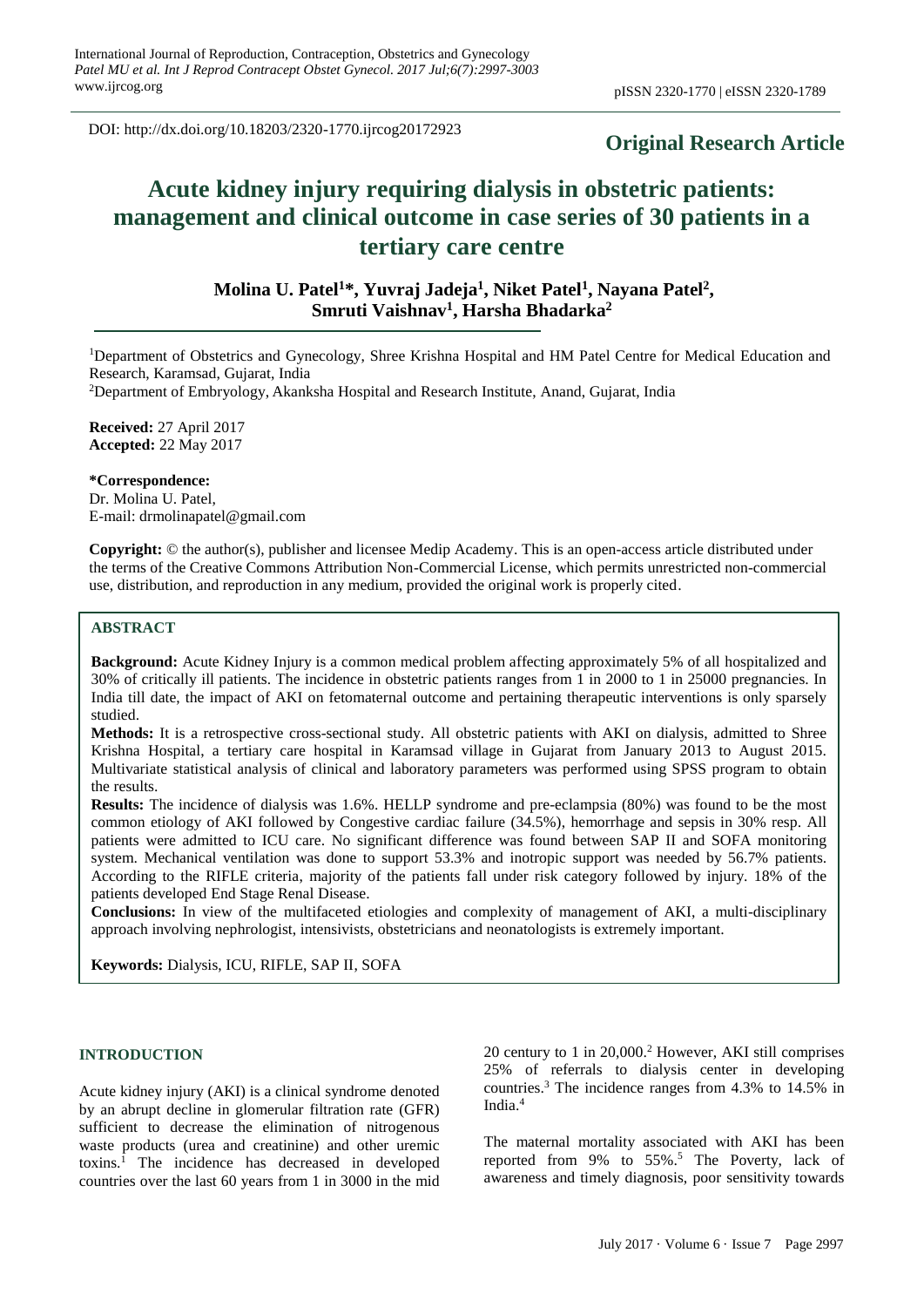DOI: http://dx.doi.org/10.18203/2320-1770.ijrcog20172923

**Original Research Article**

# Acute kidney injury requiring dialysis in obstetric patients: management and clinical outcome in case series of 30 patients in a tertiary care centre

**Molina U. Patel[1]*, Yuvraj Jadeja[1], Niket Patel[1], Nayana Patel[2], Smruti Vaishnav[1], Harsha Bhadarka[2]**

[1]Department of Obstetrics and Gynecology, Shree Krishna Hospital and HM Patel Centre for Medical Education and Research, Karamsad, Gujarat, India

[2]Department of Embryology, Akanksha Hospital and Research Institute, Anand, Gujarat, India

**Received:** 27 April 2017
**Accepted:** 22 May 2017

**\*Correspondence:**
Dr. Molina U. Patel,
E-mail: drmolinapatel@gmail.com

**Copyright:** © the author(s), publisher and licensee Medip Academy. This is an open-access article distributed under the terms of the Creative Commons Attribution Non-Commercial License, which permits unrestricted non-commercial use, distribution, and reproduction in any medium, provided the original work is properly cited.

## ABSTRACT

**Background:** Acute Kidney Injury is a common medical problem affecting approximately 5% of all hospitalized and 30% of critically ill patients. The incidence in obstetric patients ranges from 1 in 2000 to 1 in 25000 pregnancies. In India till date, the impact of AKI on fetomaternal outcome and pertaining therapeutic interventions is only sparsely studied.

**Methods:** It is a retrospective cross-sectional study. All obstetric patients with AKI on dialysis, admitted to Shree Krishna Hospital, a tertiary care hospital in Karamsad village in Gujarat from January 2013 to August 2015. Multivariate statistical analysis of clinical and laboratory parameters was performed using SPSS program to obtain the results.

**Results:** The incidence of dialysis was 1.6%. HELLP syndrome and pre-eclampsia (80%) was found to be the most common etiology of AKI followed by Congestive cardiac failure (34.5%), hemorrhage and sepsis in 30% resp. All patients were admitted to ICU care. No significant difference was found between SAP II and SOFA monitoring system. Mechanical ventilation was done to support 53.3% and inotropic support was needed by 56.7% patients. According to the RIFLE criteria, majority of the patients fall under risk category followed by injury. 18% of the patients developed End Stage Renal Disease.

**Conclusions:** In view of the multifaceted etiologies and complexity of management of AKI, a multi-disciplinary approach involving nephrologist, intensivists, obstetricians and neonatologists is extremely important.

**Keywords:** Dialysis, ICU, RIFLE, SAP II, SOFA

## INTRODUCTION

Acute kidney injury (AKI) is a clinical syndrome denoted by an abrupt decline in glomerular filtration rate (GFR) sufficient to decrease the elimination of nitrogenous waste products (urea and creatinine) and other uremic toxins.[1] The incidence has decreased in developed countries over the last 60 years from 1 in 3000 in the mid 20 century to 1 in 20,000.[2] However, AKI still comprises 25% of referrals to dialysis center in developing countries.[3] The incidence ranges from 4.3% to 14.5% in India.[4]

The maternal mortality associated with AKI has been reported from 9% to 55%.[5] The Poverty, lack of awareness and timely diagnosis, poor sensitivity towards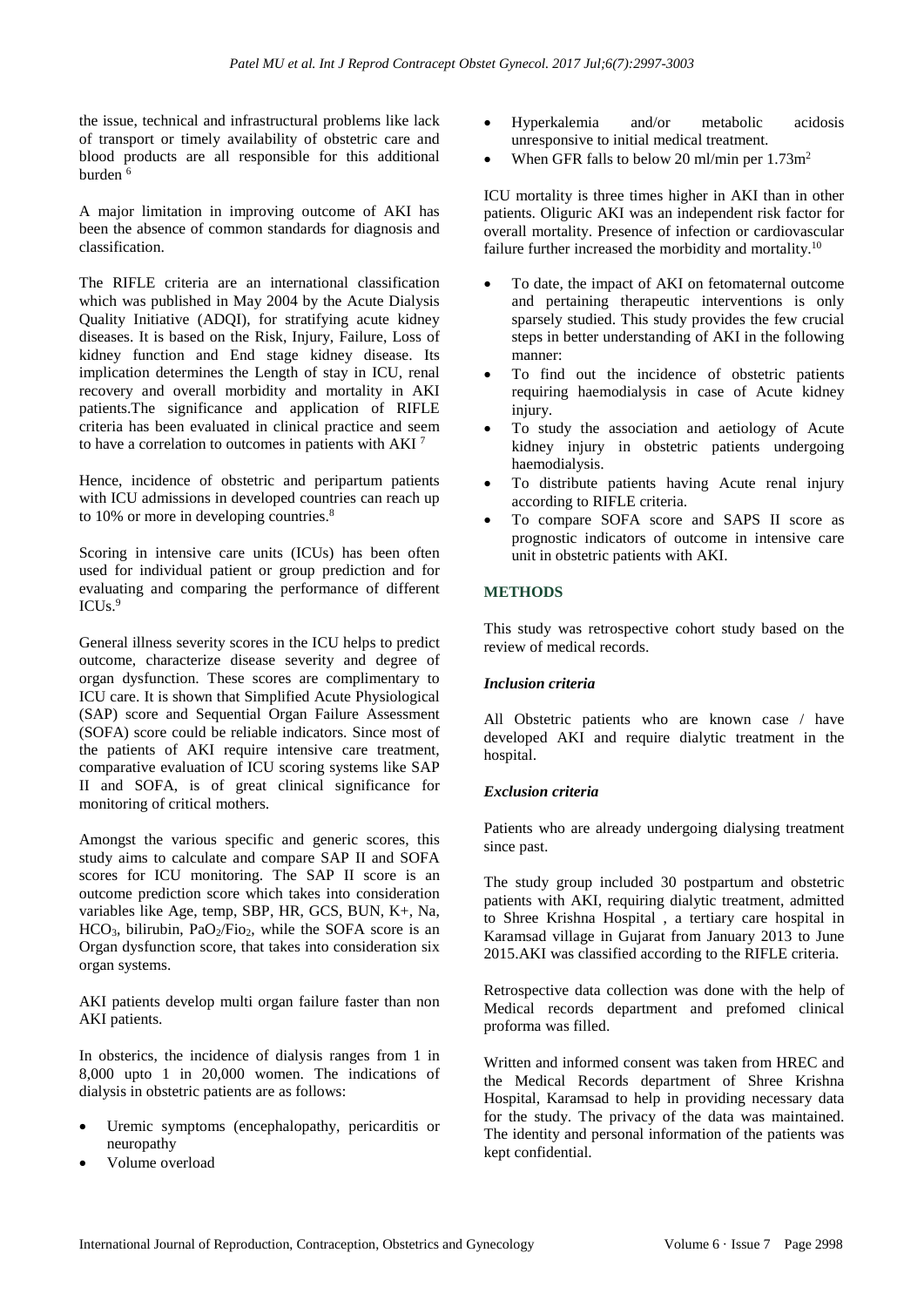the issue, technical and infrastructural problems like lack of transport or timely availability of obstetric care and blood products are all responsible for this additional burden [6]

A major limitation in improving outcome of AKI has been the absence of common standards for diagnosis and classification.

The RIFLE criteria are an international classification which was published in May 2004 by the Acute Dialysis Quality Initiative (ADQI), for stratifying acute kidney diseases. It is based on the Risk, Injury, Failure, Loss of kidney function and End stage kidney disease. Its implication determines the Length of stay in ICU, renal recovery and overall morbidity and mortality in AKI patients.The significance and application of RIFLE criteria has been evaluated in clinical practice and seem to have a correlation to outcomes in patients with AKI [7]

Hence, incidence of obstetric and peripartum patients with ICU admissions in developed countries can reach up to 10% or more in developing countries.[8]

Scoring in intensive care units (ICUs) has been often used for individual patient or group prediction and for evaluating and comparing the performance of different ICUs.[9]

General illness severity scores in the ICU helps to predict outcome, characterize disease severity and degree of organ dysfunction. These scores are complimentary to ICU care. It is shown that Simplified Acute Physiological (SAP) score and Sequential Organ Failure Assessment (SOFA) score could be reliable indicators. Since most of the patients of AKI require intensive care treatment, comparative evaluation of ICU scoring systems like SAP II and SOFA, is of great clinical significance for monitoring of critical mothers.

Amongst the various specific and generic scores, this study aims to calculate and compare SAP II and SOFA scores for ICU monitoring. The SAP II score is an outcome prediction score which takes into consideration variables like Age, temp, SBP, HR, GCS, BUN, K+, Na, $HCO_3$, bilirubin, $PaO_2/FiO_2$, while the SOFA score is an Organ dysfunction score, that takes into consideration six organ systems.

AKI patients develop multi organ failure faster than non AKI patients.

In obsterics, the incidence of dialysis ranges from 1 in 8,000 upto 1 in 20,000 women. The indications of dialysis in obstetric patients are as follows:

- Uremic symptoms (encephalopathy, pericarditis or neuropathy
- Volume overload
- Hyperkalemia and/or metabolic acidosis unresponsive to initial medical treatment.
- When GFR falls to below 20 ml/min per $1.73m^2$

ICU mortality is three times higher in AKI than in other patients. Oliguric AKI was an independent risk factor for overall mortality. Presence of infection or cardiovascular failure further increased the morbidity and mortality.[10]

- To date, the impact of AKI on fetomaternal outcome and pertaining therapeutic interventions is only sparsely studied. This study provides the few crucial steps in better understanding of AKI in the following manner:
- To find out the incidence of obstetric patients requiring haemodialysis in case of Acute kidney injury.
- To study the association and aetiology of Acute kidney injury in obstetric patients undergoing haemodialysis.
- To distribute patients having Acute renal injury according to RIFLE criteria.
- To compare SOFA score and SAPS II score as prognostic indicators of outcome in intensive care unit in obstetric patients with AKI.

## METHODS

This study was retrospective cohort study based on the review of medical records.

### *Inclusion criteria*

All Obstetric patients who are known case / have developed AKI and require dialytic treatment in the hospital.

### *Exclusion criteria*

Patients who are already undergoing dialysing treatment since past.

The study group included 30 postpartum and obstetric patients with AKI, requiring dialytic treatment, admitted to Shree Krishna Hospital , a tertiary care hospital in Karamsad village in Gujarat from January 2013 to June 2015.AKI was classified according to the RIFLE criteria.

Retrospective data collection was done with the help of Medical records department and prefomed clinical proforma was filled.

Written and informed consent was taken from HREC and the Medical Records department of Shree Krishna Hospital, Karamsad to help in providing necessary data for the study. The privacy of the data was maintained. The identity and personal information of the patients was kept confidential.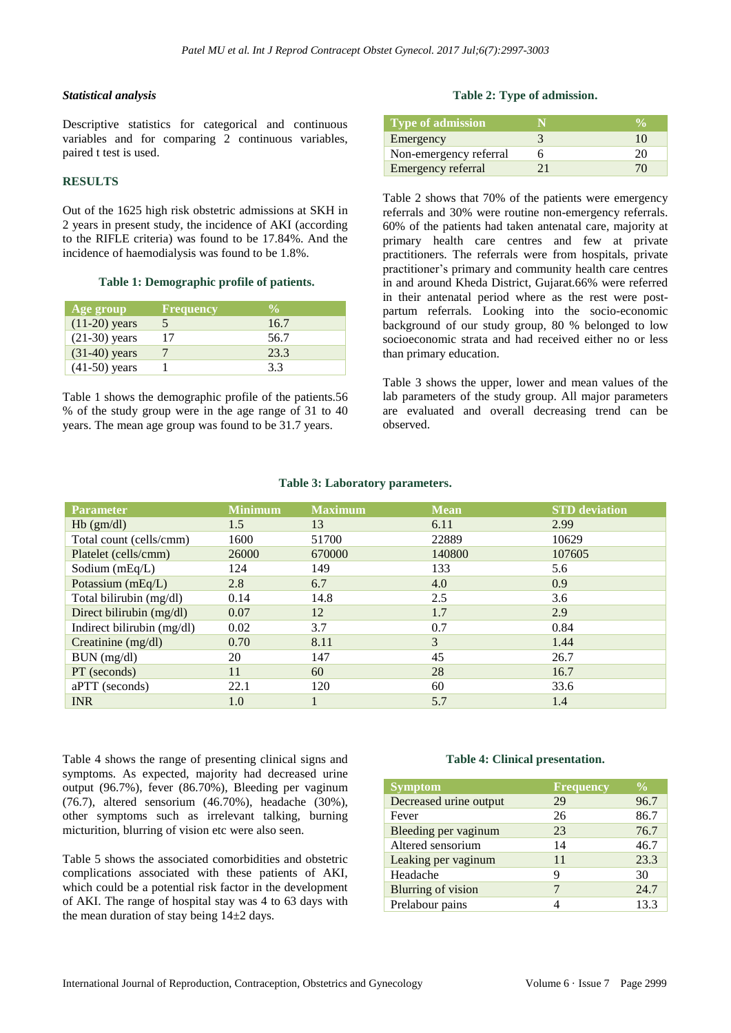### Statistical analysis

Descriptive statistics for categorical and continuous variables and for comparing 2 continuous variables, paired t test is used.

## RESULTS

Out of the 1625 high risk obstetric admissions at SKH in 2 years in present study, the incidence of AKI (according to the RIFLE criteria) was found to be 17.84%. And the incidence of haemodialysis was found to be 1.8%.

**Table 1: Demographic profile of patients.**

| Age group | Frequency | % |
|---|---|---|
| (11-20) years | 5 | 16.7 |
| (21-30) years | 17 | 56.7 |
| (31-40) years | 7 | 23.3 |
| (41-50) years | 1 | 3.3 |

Table 1 shows the demographic profile of the patients.56 % of the study group were in the age range of 31 to 40 years. The mean age group was found to be 31.7 years.

**Table 2: Type of admission.**

| Type of admission | N | % |
|---|---|---|
| Emergency | 3 | 10 |
| Non-emergency referral | 6 | 20 |
| Emergency referral | 21 | 70 |

Table 2 shows that 70% of the patients were emergency referrals and 30% were routine non-emergency referrals. 60% of the patients had taken antenatal care, majority at primary health care centres and few at private practitioners. The referrals were from hospitals, private practitioner's primary and community health care centres in and around Kheda District, Gujarat.66% were referred in their antenatal period where as the rest were post-partum referrals. Looking into the socio-economic background of our study group, 80 % belonged to low socioeconomic strata and had received either no or less than primary education.

Table 3 shows the upper, lower and mean values of the lab parameters of the study group. All major parameters are evaluated and overall decreasing trend can be observed.

**Table 3: Laboratory parameters.**

| Parameter | Minimum | Maximum | Mean | STD deviation |
|---|---|---|---|---|
| Hb (gm/dl) | 1.5 | 13 | 6.11 | 2.99 |
| Total count (cells/cmm) | 1600 | 51700 | 22889 | 10629 |
| Platelet (cells/cmm) | 26000 | 670000 | 140800 | 107605 |
| Sodium (mEq/L) | 124 | 149 | 133 | 5.6 |
| Potassium (mEq/L) | 2.8 | 6.7 | 4.0 | 0.9 |
| Total bilirubin (mg/dl) | 0.14 | 14.8 | 2.5 | 3.6 |
| Direct bilirubin (mg/dl) | 0.07 | 12 | 1.7 | 2.9 |
| Indirect bilirubin (mg/dl) | 0.02 | 3.7 | 0.7 | 0.84 |
| Creatinine (mg/dl) | 0.70 | 8.11 | 3 | 1.44 |
| BUN (mg/dl) | 20 | 147 | 45 | 26.7 |
| PT (seconds) | 11 | 60 | 28 | 16.7 |
| aPTT (seconds) | 22.1 | 120 | 60 | 33.6 |
| INR | 1.0 | 1 | 5.7 | 1.4 |

Table 4 shows the range of presenting clinical signs and symptoms. As expected, majority had decreased urine output (96.7%), fever (86.70%), Bleeding per vaginum (76.7), altered sensorium (46.70%), headache (30%), other symptoms such as irrelevant talking, burning micturition, blurring of vision etc were also seen.

Table 5 shows the associated comorbidities and obstetric complications associated with these patients of AKI, which could be a potential risk factor in the development of AKI. The range of hospital stay was 4 to 63 days with the mean duration of stay being 14±2 days.

**Table 4: Clinical presentation.**

| Symptom | Frequency | % |
|---|---|---|
| Decreased urine output | 29 | 96.7 |
| Fever | 26 | 86.7 |
| Bleeding per vaginum | 23 | 76.7 |
| Altered sensorium | 14 | 46.7 |
| Leaking per vaginum | 11 | 23.3 |
| Headache | 9 | 30 |
| Blurring of vision | 7 | 24.7 |
| Prelabour pains | 4 | 13.3 |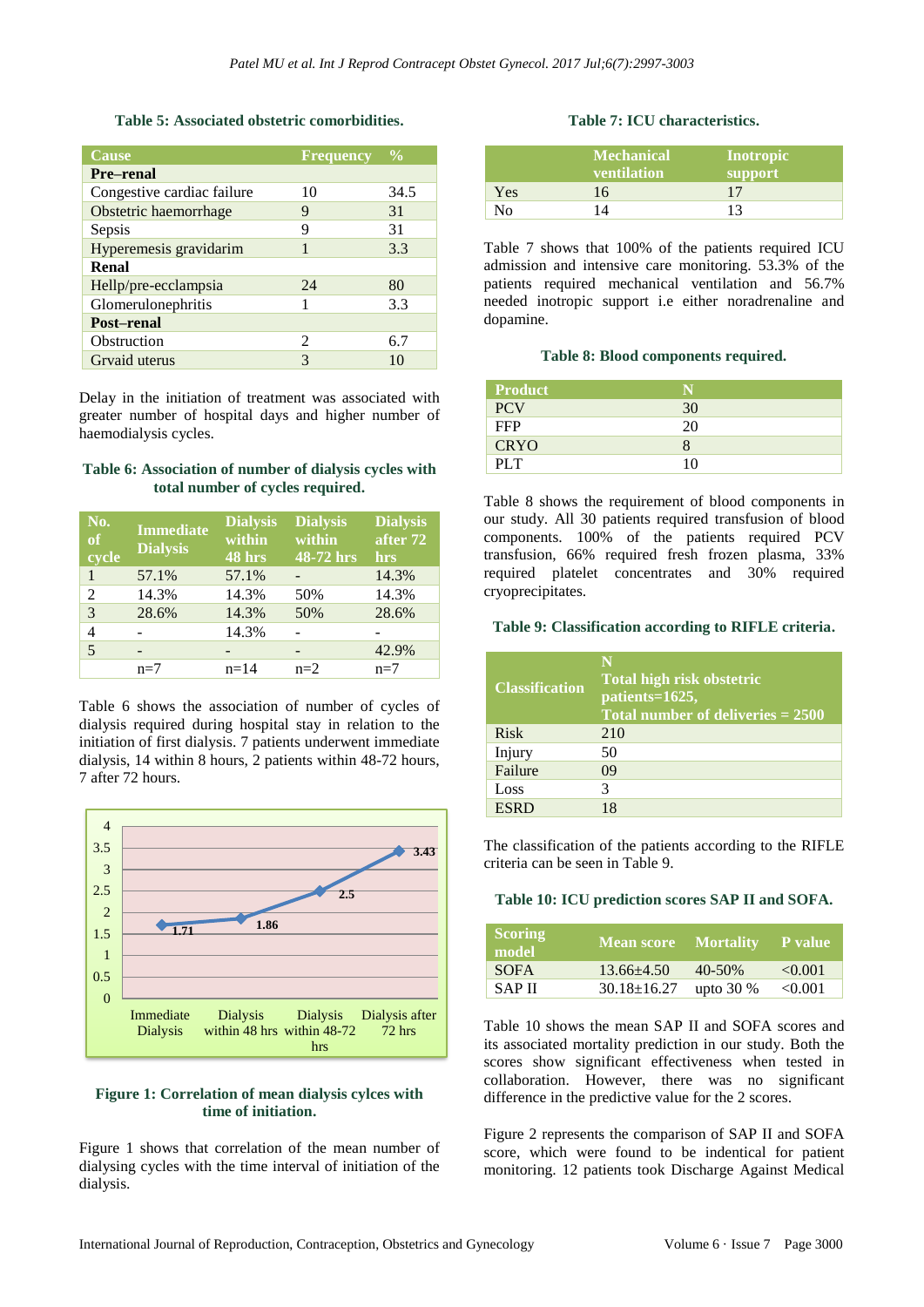**Table 5: Associated obstetric comorbidities.**

| Cause | Frequency | % |
|---|---|---|
| **Pre–renal** | | |
| Congestive cardiac failure | 10 | 34.5 |
| Obstetric haemorrhage | 9 | 31 |
| Sepsis | 9 | 31 |
| Hyperemesis gravidarim | 1 | 3.3 |
| **Renal** | | |
| Hellp/pre-ecclampsia | 24 | 80 |
| Glomerulonephritis | 1 | 3.3 |
| **Post–renal** | | |
| Obstruction | 2 | 6.7 |
| Grvaid uterus | 3 | 10 |

Delay in the initiation of treatment was associated with greater number of hospital days and higher number of haemodialysis cycles.

**Table 6: Association of number of dialysis cycles with total number of cycles required.**

| No. of cycle | Immediate Dialysis | Dialysis within 48 hrs | Dialysis within 48-72 hrs | Dialysis after 72 hrs |
|---|---|---|---|---|
| 1 | 57.1% | 57.1% | - | 14.3% |
| 2 | 14.3% | 14.3% | 50% | 14.3% |
| 3 | 28.6% | 14.3% | 50% | 28.6% |
| 4 | - | 14.3% | - | - |
| 5 | - | - | - | 42.9% |
| | n=7 | n=14 | n=2 | n=7 |

Table 6 shows the association of number of cycles of dialysis required during hospital stay in relation to the initiation of first dialysis. 7 patients underwent immediate dialysis, 14 within 8 hours, 2 patients within 48-72 hours, 7 after 72 hours.

**Figure 1: Correlation of mean dialysis cylces with time of initiation.**

Figure 1 shows that correlation of the mean number of dialysing cycles with the time interval of initiation of the dialysis.

**Table 7: ICU characteristics.**

| | Mechanical ventilation | Inotropic support |
|---|---|---|
| Yes | 16 | 17 |
| No | 14 | 13 |

Table 7 shows that 100% of the patients required ICU admission and intensive care monitoring. 53.3% of the patients required mechanical ventilation and 56.7% needed inotropic support i.e either noradrenaline and dopamine.

**Table 8: Blood components required.**

| Product | N |
|---|---|
| PCV | 30 |
| FFP | 20 |
| CRYO | 8 |
| PLT | 10 |

Table 8 shows the requirement of blood components in our study. All 30 patients required transfusion of blood components. 100% of the patients required PCV transfusion, 66% required fresh frozen plasma, 33% required platelet concentrates and 30% required cryoprecipitates.

**Table 9: Classification according to RIFLE criteria.**

| Classification | N Total high risk obstetric patients=1625, Total number of deliveries = 2500 |
|---|---|
| Risk | 210 |
| Injury | 50 |
| Failure | 09 |
| Loss | 3 |
| ESRD | 18 |

The classification of the patients according to the RIFLE criteria can be seen in Table 9.

**Table 10: ICU prediction scores SAP II and SOFA.**

| Scoring model | Mean score | Mortality | P value |
|---|---|---|---|
| SOFA | 13.66±4.50 | 40-50% | <0.001 |
| SAP II | 30.18±16.27 | upto 30 % | <0.001 |

Table 10 shows the mean SAP II and SOFA scores and its associated mortality prediction in our study. Both the scores show significant effectiveness when tested in collaboration. However, there was no significant difference in the predictive value for the 2 scores.

Figure 2 represents the comparison of SAP II and SOFA score, which were found to be indentical for patient monitoring. 12 patients took Discharge Against Medical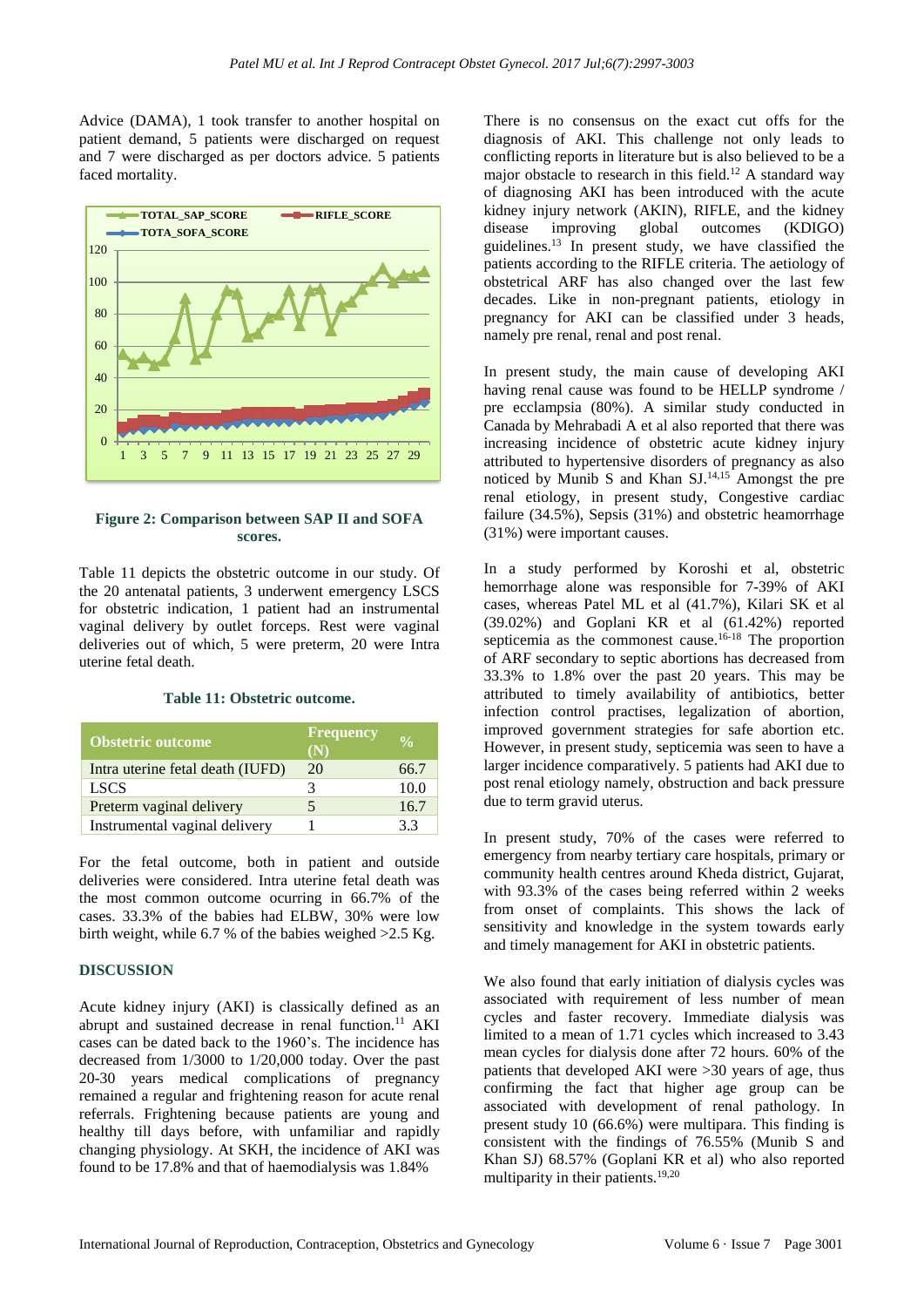Advice (DAMA), 1 took transfer to another hospital on patient demand, 5 patients were discharged on request and 7 were discharged as per doctors advice. 5 patients faced mortality.

**Figure 2: Comparison between SAP II and SOFA scores.**

Table 11 depicts the obstetric outcome in our study. Of the 20 antenatal patients, 3 underwent emergency LSCS for obstetric indication, 1 patient had an instrumental vaginal delivery by outlet forceps. Rest were vaginal deliveries out of which, 5 were preterm, 20 were Intra uterine fetal death.

**Table 11: Obstetric outcome.**

| Obstetric outcome | Frequency (N) | % |
|---|---|---|
| Intra uterine fetal death (IUFD) | 20 | 66.7 |
| LSCS | 3 | 10.0 |
| Preterm vaginal delivery | 5 | 16.7 |
| Instrumental vaginal delivery | 1 | 3.3 |

For the fetal outcome, both in patient and outside deliveries were considered. Intra uterine fetal death was the most common outcome ocurring in 66.7% of the cases. 33.3% of the babies had ELBW, 30% were low birth weight, while 6.7 % of the babies weighed >2.5 Kg.

## DISCUSSION

Acute kidney injury (AKI) is classically defined as an abrupt and sustained decrease in renal function.[11] AKI cases can be dated back to the 1960's. The incidence has decreased from 1/3000 to 1/20,000 today. Over the past 20-30 years medical complications of pregnancy remained a regular and frightening reason for acute renal referrals. Frightening because patients are young and healthy till days before, with unfamiliar and rapidly changing physiology. At SKH, the incidence of AKI was found to be 17.8% and that of haemodialysis was 1.84%

There is no consensus on the exact cut offs for the diagnosis of AKI. This challenge not only leads to conflicting reports in literature but is also believed to be a major obstacle to research in this field.[12] A standard way of diagnosing AKI has been introduced with the acute kidney injury network (AKIN), RIFLE, and the kidney disease improving global outcomes (KDIGO) guidelines.[13] In present study, we have classified the patients according to the RIFLE criteria. The aetiology of obstetrical ARF has also changed over the last few decades. Like in non-pregnant patients, etiology in pregnancy for AKI can be classified under 3 heads, namely pre renal, renal and post renal.

In present study, the main cause of developing AKI having renal cause was found to be HELLP syndrome / pre ecclampsia (80%). A similar study conducted in Canada by Mehrabadi A et al also reported that there was increasing incidence of obstetric acute kidney injury attributed to hypertensive disorders of pregnancy as also noticed by Munib S and Khan SJ.[14,15] Amongst the pre renal etiology, in present study, Congestive cardiac failure (34.5%), Sepsis (31%) and obstetric heamorrhage (31%) were important causes.

In a study performed by Koroshi et al, obstetric hemorrhage alone was responsible for 7-39% of AKI cases, whereas Patel ML et al (41.7%), Kilari SK et al (39.02%) and Goplani KR et al (61.42%) reported septicemia as the commonest cause.[16-18] The proportion of ARF secondary to septic abortions has decreased from 33.3% to 1.8% over the past 20 years. This may be attributed to timely availability of antibiotics, better infection control practises, legalization of abortion, improved government strategies for safe abortion etc. However, in present study, septicemia was seen to have a larger incidence comparatively. 5 patients had AKI due to post renal etiology namely, obstruction and back pressure due to term gravid uterus.

In present study, 70% of the cases were referred to emergency from nearby tertiary care hospitals, primary or community health centres around Kheda district, Gujarat, with 93.3% of the cases being referred within 2 weeks from onset of complaints. This shows the lack of sensitivity and knowledge in the system towards early and timely management for AKI in obstetric patients.

We also found that early initiation of dialysis cycles was associated with requirement of less number of mean cycles and faster recovery. Immediate dialysis was limited to a mean of 1.71 cycles which increased to 3.43 mean cycles for dialysis done after 72 hours. 60% of the patients that developed AKI were >30 years of age, thus confirming the fact that higher age group can be associated with development of renal pathology. In present study 10 (66.6%) were multipara. This finding is consistent with the findings of 76.55% (Munib S and Khan SJ) 68.57% (Goplani KR et al) who also reported multiparity in their patients.[19,20]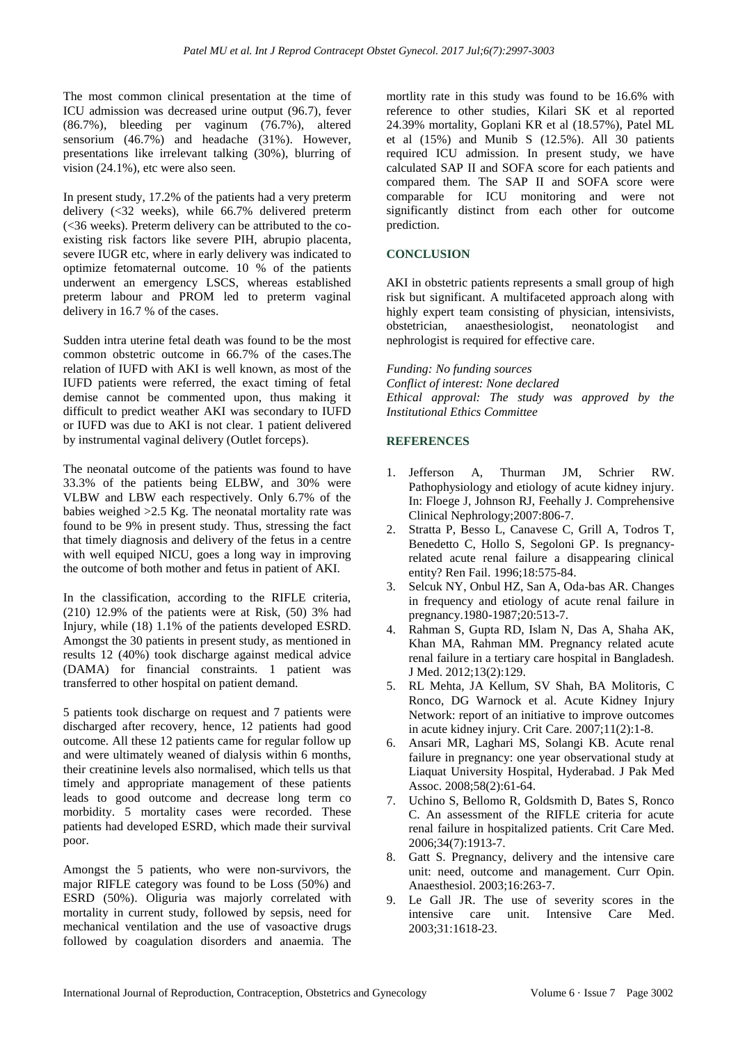The most common clinical presentation at the time of ICU admission was decreased urine output (96.7), fever (86.7%), bleeding per vaginum (76.7%), altered sensorium (46.7%) and headache (31%). However, presentations like irrelevant talking (30%), blurring of vision (24.1%), etc were also seen.

In present study, 17.2% of the patients had a very preterm delivery (<32 weeks), while 66.7% delivered preterm (<36 weeks). Preterm delivery can be attributed to the co-existing risk factors like severe PIH, abrupio placenta, severe IUGR etc, where in early delivery was indicated to optimize fetomaternal outcome. 10 % of the patients underwent an emergency LSCS, whereas established preterm labour and PROM led to preterm vaginal delivery in 16.7 % of the cases.

Sudden intra uterine fetal death was found to be the most common obstetric outcome in 66.7% of the cases.The relation of IUFD with AKI is well known, as most of the IUFD patients were referred, the exact timing of fetal demise cannot be commented upon, thus making it difficult to predict weather AKI was secondary to IUFD or IUFD was due to AKI is not clear. 1 patient delivered by instrumental vaginal delivery (Outlet forceps).

The neonatal outcome of the patients was found to have 33.3% of the patients being ELBW, and 30% were VLBW and LBW each respectively. Only 6.7% of the babies weighed >2.5 Kg. The neonatal mortality rate was found to be 9% in present study. Thus, stressing the fact that timely diagnosis and delivery of the fetus in a centre with well equiped NICU, goes a long way in improving the outcome of both mother and fetus in patient of AKI.

In the classification, according to the RIFLE criteria, (210) 12.9% of the patients were at Risk, (50) 3% had Injury, while (18) 1.1% of the patients developed ESRD. Amongst the 30 patients in present study, as mentioned in results 12 (40%) took discharge against medical advice (DAMA) for financial constraints. 1 patient was transferred to other hospital on patient demand.

5 patients took discharge on request and 7 patients were discharged after recovery, hence, 12 patients had good outcome. All these 12 patients came for regular follow up and were ultimately weaned of dialysis within 6 months, their creatinine levels also normalised, which tells us that timely and appropriate management of these patients leads to good outcome and decrease long term co morbidity. 5 mortality cases were recorded. These patients had developed ESRD, which made their survival poor.

Amongst the 5 patients, who were non-survivors, the major RIFLE category was found to be Loss (50%) and ESRD (50%). Oliguria was majorly correlated with mortality in current study, followed by sepsis, need for mechanical ventilation and the use of vasoactive drugs followed by coagulation disorders and anaemia. The mortlity rate in this study was found to be 16.6% with reference to other studies, Kilari SK et al reported 24.39% mortality, Goplani KR et al (18.57%), Patel ML et al (15%) and Munib S (12.5%). All 30 patients required ICU admission. In present study, we have calculated SAP II and SOFA score for each patients and compared them. The SAP II and SOFA score were comparable for ICU monitoring and were not significantly distinct from each other for outcome prediction.

## CONCLUSION

AKI in obstetric patients represents a small group of high risk but significant. A multifaceted approach along with highly expert team consisting of physician, intensivists, obstetrician, anaesthesiologist, neonatologist and nephrologist is required for effective care.

*Funding: No funding sources*
*Conflict of interest: None declared*
*Ethical approval: The study was approved by the Institutional Ethics Committee*

## REFERENCES

1. Jefferson A, Thurman JM, Schrier RW. Pathophysiology and etiology of acute kidney injury. In: Floege J, Johnson RJ, Feehally J. Comprehensive Clinical Nephrology;2007:806-7.
2. Stratta P, Besso L, Canavese C, Grill A, Todros T, Benedetto C, Hollo S, Segoloni GP. Is pregnancy-related acute renal failure a disappearing clinical entity? Ren Fail. 1996;18:575-84.
3. Selcuk NY, Onbul HZ, San A, Oda-bas AR. Changes in frequency and etiology of acute renal failure in pregnancy.1980-1987;20:513-7.
4. Rahman S, Gupta RD, Islam N, Das A, Shaha AK, Khan MA, Rahman MM. Pregnancy related acute renal failure in a tertiary care hospital in Bangladesh. J Med. 2012;13(2):129.
5. RL Mehta, JA Kellum, SV Shah, BA Molitoris, C Ronco, DG Warnock et al. Acute Kidney Injury Network: report of an initiative to improve outcomes in acute kidney injury. Crit Care. 2007;11(2):1-8.
6. Ansari MR, Laghari MS, Solangi KB. Acute renal failure in pregnancy: one year observational study at Liaquat University Hospital, Hyderabad. J Pak Med Assoc. 2008;58(2):61-64.
7. Uchino S, Bellomo R, Goldsmith D, Bates S, Ronco C. An assessment of the RIFLE criteria for acute renal failure in hospitalized patients. Crit Care Med. 2006;34(7):1913-7.
8. Gatt S. Pregnancy, delivery and the intensive care unit: need, outcome and management. Curr Opin. Anaesthesiol. 2003;16:263-7.
9. Le Gall JR. The use of severity scores in the intensive care unit. Intensive Care Med. 2003;31:1618-23.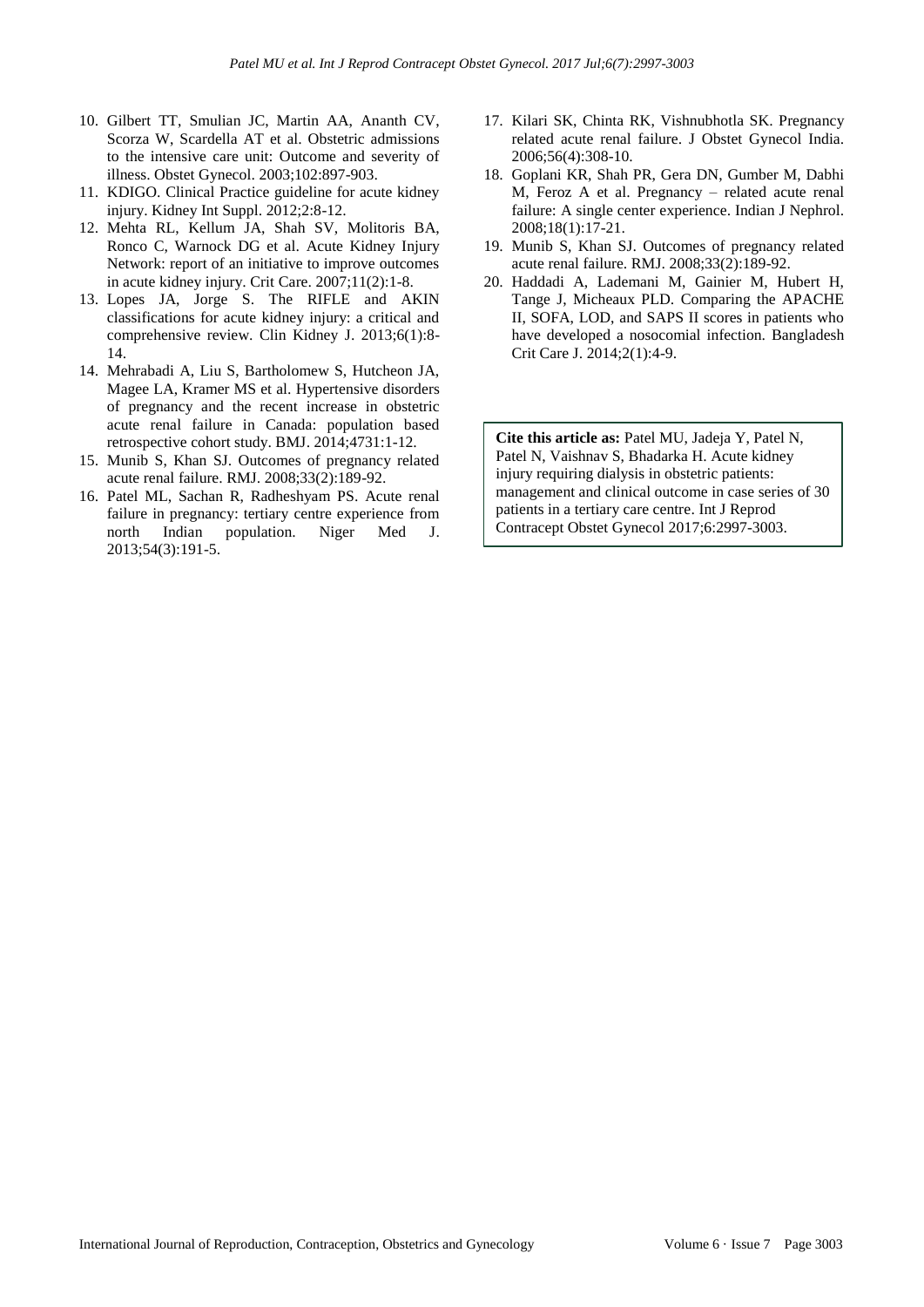10. Gilbert TT, Smulian JC, Martin AA, Ananth CV, Scorza W, Scardella AT et al. Obstetric admissions to the intensive care unit: Outcome and severity of illness. Obstet Gynecol. 2003;102:897-903.
11. KDIGO. Clinical Practice guideline for acute kidney injury. Kidney Int Suppl. 2012;2:8-12.
12. Mehta RL, Kellum JA, Shah SV, Molitoris BA, Ronco C, Warnock DG et al. Acute Kidney Injury Network: report of an initiative to improve outcomes in acute kidney injury. Crit Care. 2007;11(2):1-8.
13. Lopes JA, Jorge S. The RIFLE and AKIN classifications for acute kidney injury: a critical and comprehensive review. Clin Kidney J. 2013;6(1):8-14.
14. Mehrabadi A, Liu S, Bartholomew S, Hutcheon JA, Magee LA, Kramer MS et al. Hypertensive disorders of pregnancy and the recent increase in obstetric acute renal failure in Canada: population based retrospective cohort study. BMJ. 2014;4731:1-12.
15. Munib S, Khan SJ. Outcomes of pregnancy related acute renal failure. RMJ. 2008;33(2):189-92.
16. Patel ML, Sachan R, Radheshyam PS. Acute renal failure in pregnancy: tertiary centre experience from north Indian population. Niger Med J. 2013;54(3):191-5.
17. Kilari SK, Chinta RK, Vishnubhotla SK. Pregnancy related acute renal failure. J Obstet Gynecol India. 2006;56(4):308-10.
18. Goplani KR, Shah PR, Gera DN, Gumber M, Dabhi M, Feroz A et al. Pregnancy – related acute renal failure: A single center experience. Indian J Nephrol. 2008;18(1):17-21.
19. Munib S, Khan SJ. Outcomes of pregnancy related acute renal failure. RMJ. 2008;33(2):189-92.
20. Haddadi A, Lademani M, Gainier M, Hubert H, Tange J, Micheaux PLD. Comparing the APACHE II, SOFA, LOD, and SAPS II scores in patients who have developed a nosocomial infection. Bangladesh Crit Care J. 2014;2(1):4-9.

**Cite this article as:** Patel MU, Jadeja Y, Patel N, Patel N, Vaishnav S, Bhadarka H. Acute kidney injury requiring dialysis in obstetric patients: management and clinical outcome in case series of 30 patients in a tertiary care centre. Int J Reprod Contracept Obstet Gynecol 2017;6:2997-3003.